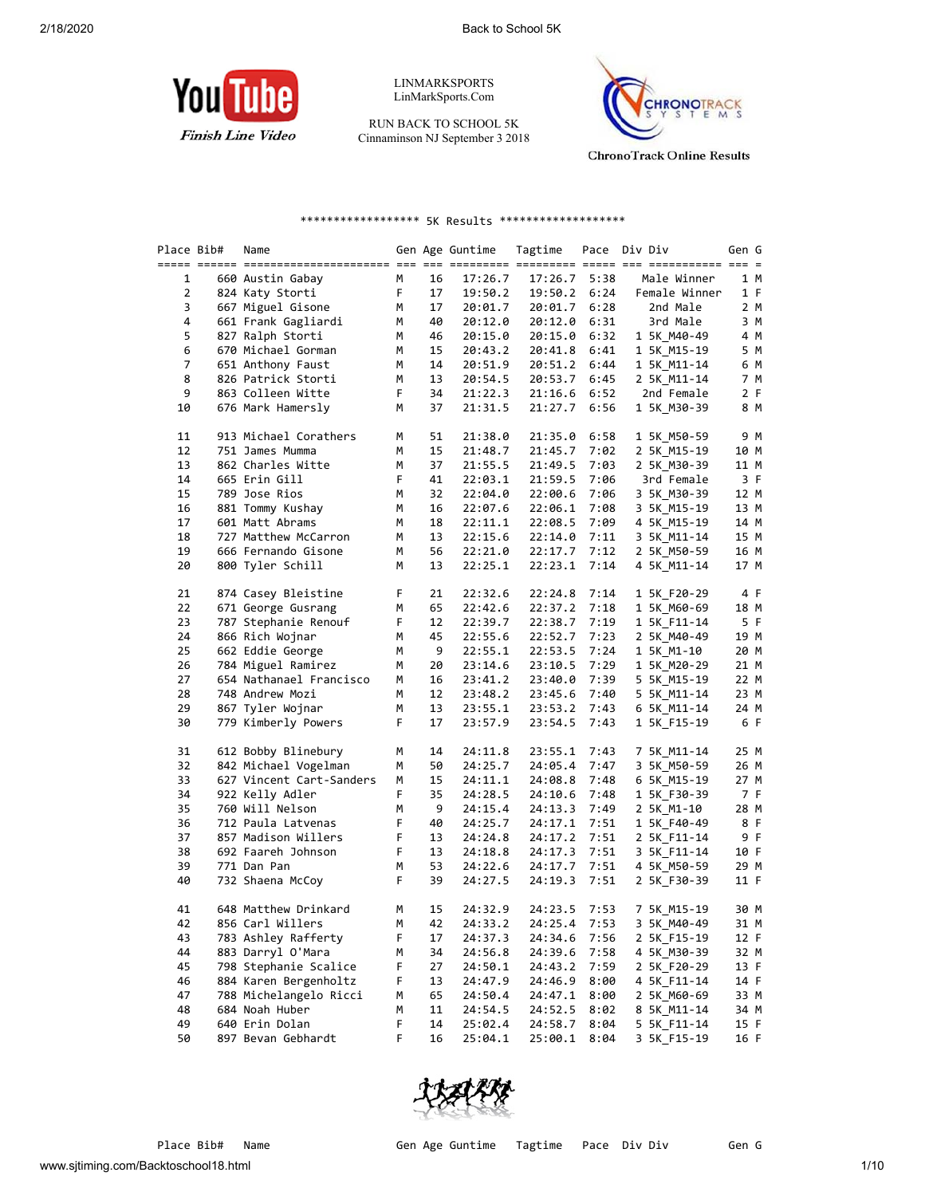LINMARKSPORTS
LinMarkSports.Com

RUN BACK TO SCHOOL 5K
Cinnaminson NJ September 3 2018

Finish Line Video

ChronoTrack Online Results

****************** 5K Results *******************

| Place | Bib# | Name | Gen | Age | Guntime | Tagtime | Pace | Div | Div | Gen | G |
|---|---|---|---|---|---|---|---|---|---|---|---|
| 1 | 660 | Austin Gabay | M | 16 | 17:26.7 | 17:26.7 | 5:38 | | Male Winner | 1 | M |
| 2 | 824 | Katy Storti | F | 17 | 19:50.2 | 19:50.2 | 6:24 | | Female Winner | 1 | F |
| 3 | 667 | Miguel Gisone | M | 17 | 20:01.7 | 20:01.7 | 6:28 | | 2nd Male | 2 | M |
| 4 | 661 | Frank Gagliardi | M | 40 | 20:12.0 | 20:12.0 | 6:31 | | 3rd Male | 3 | M |
| 5 | 827 | Ralph Storti | M | 46 | 20:15.0 | 20:15.0 | 6:32 | 1 | 5K_M40-49 | 4 | M |
| 6 | 670 | Michael Gorman | M | 15 | 20:43.2 | 20:41.8 | 6:41 | 1 | 5K_M15-19 | 5 | M |
| 7 | 651 | Anthony Faust | M | 14 | 20:51.9 | 20:51.2 | 6:44 | 1 | 5K_M11-14 | 6 | M |
| 8 | 826 | Patrick Storti | M | 13 | 20:54.5 | 20:53.7 | 6:45 | 2 | 5K_M11-14 | 7 | M |
| 9 | 863 | Colleen Witte | F | 34 | 21:22.3 | 21:16.6 | 6:52 | | 2nd Female | 2 | F |
| 10 | 676 | Mark Hamersly | M | 37 | 21:31.5 | 21:27.7 | 6:56 | 1 | 5K_M30-39 | 8 | M |
| 11 | 913 | Michael Corathers | M | 51 | 21:38.0 | 21:35.0 | 6:58 | 1 | 5K_M50-59 | 9 | M |
| 12 | 751 | James Mumma | M | 15 | 21:48.7 | 21:45.7 | 7:02 | 2 | 5K_M15-19 | 10 | M |
| 13 | 862 | Charles Witte | M | 37 | 21:55.5 | 21:49.5 | 7:03 | 2 | 5K_M30-39 | 11 | M |
| 14 | 665 | Erin Gill | F | 41 | 22:03.1 | 21:59.5 | 7:06 | | 3rd Female | 3 | F |
| 15 | 789 | Jose Rios | M | 32 | 22:04.0 | 22:00.6 | 7:06 | 3 | 5K_M30-39 | 12 | M |
| 16 | 881 | Tommy Kushay | M | 16 | 22:07.6 | 22:06.1 | 7:08 | 3 | 5K_M15-19 | 13 | M |
| 17 | 601 | Matt Abrams | M | 18 | 22:11.1 | 22:08.5 | 7:09 | 4 | 5K_M15-19 | 14 | M |
| 18 | 727 | Matthew McCarron | M | 13 | 22:15.6 | 22:14.0 | 7:11 | 3 | 5K_M11-14 | 15 | M |
| 19 | 666 | Fernando Gisone | M | 56 | 22:21.0 | 22:17.7 | 7:12 | 2 | 5K_M50-59 | 16 | M |
| 20 | 800 | Tyler Schill | M | 13 | 22:25.1 | 22:23.1 | 7:14 | 4 | 5K_M11-14 | 17 | M |
| 21 | 874 | Casey Bleistine | F | 21 | 22:32.6 | 22:24.8 | 7:14 | 1 | 5K_F20-29 | 4 | F |
| 22 | 671 | George Gusrang | M | 65 | 22:42.6 | 22:37.2 | 7:18 | 1 | 5K_M60-69 | 18 | M |
| 23 | 787 | Stephanie Renouf | F | 12 | 22:39.7 | 22:38.7 | 7:19 | 1 | 5K_F11-14 | 5 | F |
| 24 | 866 | Rich Wojnar | M | 45 | 22:55.6 | 22:52.7 | 7:23 | 2 | 5K_M40-49 | 19 | M |
| 25 | 662 | Eddie George | M | 9 | 22:55.1 | 22:53.5 | 7:24 | 1 | 5K_M1-10 | 20 | M |
| 26 | 784 | Miguel Ramirez | M | 20 | 23:14.6 | 23:10.5 | 7:29 | 1 | 5K_M20-29 | 21 | M |
| 27 | 654 | Nathanael Francisco | M | 16 | 23:41.2 | 23:40.0 | 7:39 | 5 | 5K_M15-19 | 22 | M |
| 28 | 748 | Andrew Mozi | M | 12 | 23:48.2 | 23:45.6 | 7:40 | 5 | 5K_M11-14 | 23 | M |
| 29 | 867 | Tyler Wojnar | M | 13 | 23:55.1 | 23:53.2 | 7:43 | 6 | 5K_M11-14 | 24 | M |
| 30 | 779 | Kimberly Powers | F | 17 | 23:57.9 | 23:54.5 | 7:43 | 1 | 5K_F15-19 | 6 | F |
| 31 | 612 | Bobby Blinebury | M | 14 | 24:11.8 | 23:55.1 | 7:43 | 7 | 5K_M11-14 | 25 | M |
| 32 | 842 | Michael Vogelman | M | 50 | 24:25.7 | 24:05.4 | 7:47 | 3 | 5K_M50-59 | 26 | M |
| 33 | 627 | Vincent Cart-Sanders | M | 15 | 24:11.1 | 24:08.8 | 7:48 | 6 | 5K_M15-19 | 27 | M |
| 34 | 922 | Kelly Adler | F | 35 | 24:28.5 | 24:10.6 | 7:48 | 1 | 5K_F30-39 | 7 | F |
| 35 | 760 | Will Nelson | M | 9 | 24:15.4 | 24:13.3 | 7:49 | 2 | 5K_M1-10 | 28 | M |
| 36 | 712 | Paula Latvenas | F | 40 | 24:25.7 | 24:17.1 | 7:51 | 1 | 5K_F40-49 | 8 | F |
| 37 | 857 | Madison Willers | F | 13 | 24:24.8 | 24:17.2 | 7:51 | 2 | 5K_F11-14 | 9 | F |
| 38 | 692 | Faareh Johnson | F | 13 | 24:18.8 | 24:17.3 | 7:51 | 3 | 5K_F11-14 | 10 | F |
| 39 | 771 | Dan Pan | M | 53 | 24:22.6 | 24:17.7 | 7:51 | 4 | 5K_M50-59 | 29 | M |
| 40 | 732 | Shaena McCoy | F | 39 | 24:27.5 | 24:19.3 | 7:51 | 2 | 5K_F30-39 | 11 | F |
| 41 | 648 | Matthew Drinkard | M | 15 | 24:32.9 | 24:23.5 | 7:53 | 7 | 5K_M15-19 | 30 | M |
| 42 | 856 | Carl Willers | M | 42 | 24:33.2 | 24:25.4 | 7:53 | 3 | 5K_M40-49 | 31 | M |
| 43 | 783 | Ashley Rafferty | F | 17 | 24:37.3 | 24:34.6 | 7:56 | 2 | 5K_F15-19 | 12 | F |
| 44 | 883 | Darryl O'Mara | M | 34 | 24:56.8 | 24:39.6 | 7:58 | 4 | 5K_M30-39 | 32 | M |
| 45 | 798 | Stephanie Scalice | F | 27 | 24:50.1 | 24:43.2 | 7:59 | 2 | 5K_F20-29 | 13 | F |
| 46 | 884 | Karen Bergenholtz | F | 13 | 24:47.9 | 24:46.9 | 8:00 | 4 | 5K_F11-14 | 14 | F |
| 47 | 788 | Michelangelo Ricci | M | 65 | 24:50.4 | 24:47.1 | 8:00 | 2 | 5K_M60-69 | 33 | M |
| 48 | 684 | Noah Huber | M | 11 | 24:54.5 | 24:52.5 | 8:02 | 8 | 5K_M11-14 | 34 | M |
| 49 | 640 | Erin Dolan | F | 14 | 25:02.4 | 24:58.7 | 8:04 | 5 | 5K_F11-14 | 15 | F |
| 50 | 897 | Bevan Gebhardt | F | 16 | 25:04.1 | 25:00.1 | 8:04 | 3 | 5K_F15-19 | 16 | F |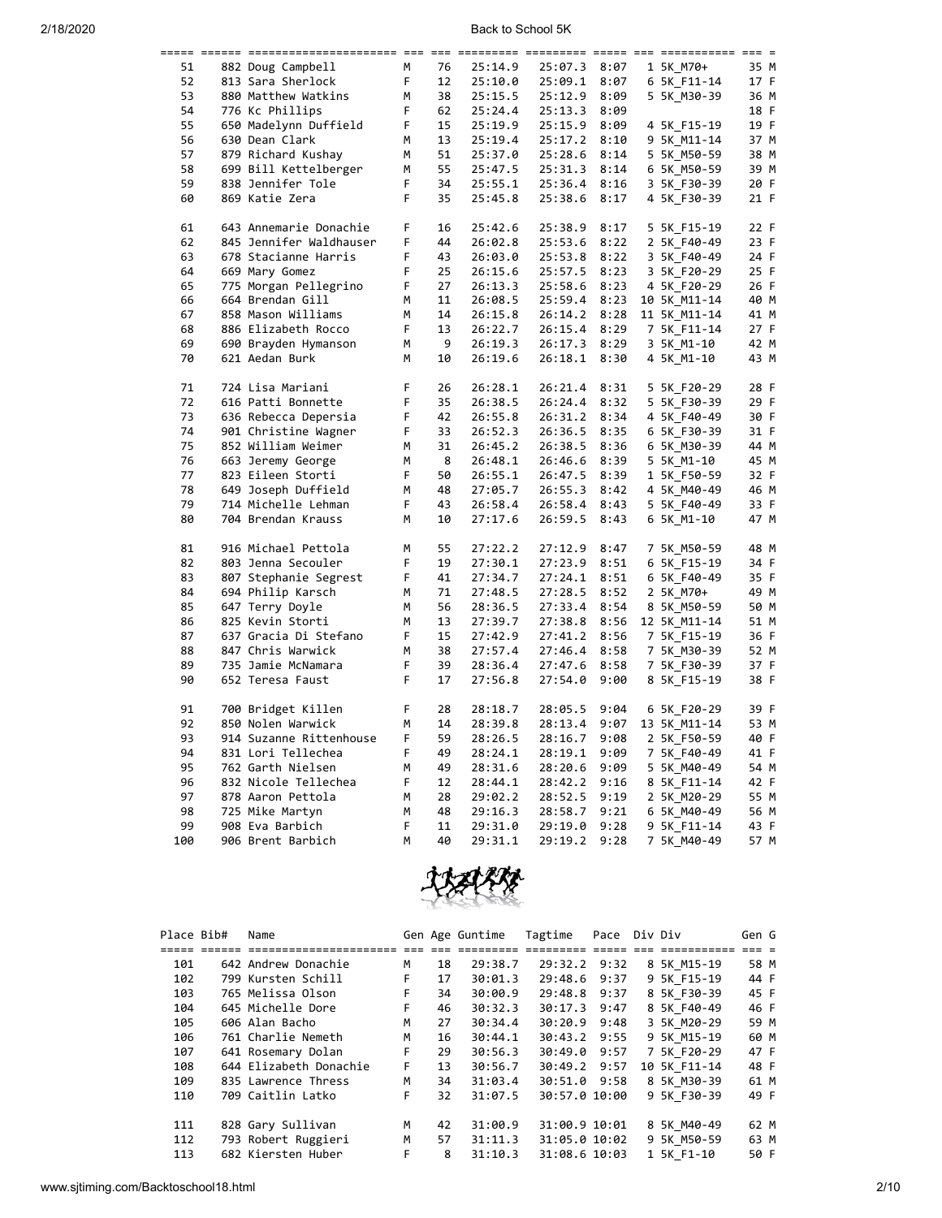| Place | Bib# | Name | Gen | Age | Guntime | Tagtime | Pace | Div | Div | Gen | G |
|---|---|---|---|---|---|---|---|---|---|---|---|
| 51 | 882 | Doug Campbell | M | 76 | 25:14.9 | 25:07.3 | 8:07 | 1 | 5K_M70+ | 35 | M |
| 52 | 813 | Sara Sherlock | F | 12 | 25:10.0 | 25:09.1 | 8:07 | 6 | 5K_F11-14 | 17 | F |
| 53 | 880 | Matthew Watkins | M | 38 | 25:15.5 | 25:12.9 | 8:09 | 5 | 5K_M30-39 | 36 | M |
| 54 | 776 | Kc Phillips | F | 62 | 25:24.4 | 25:13.3 | 8:09 | | | 18 | F |
| 55 | 650 | Madelynn Duffield | F | 15 | 25:19.9 | 25:15.9 | 8:09 | 4 | 5K_F15-19 | 19 | F |
| 56 | 630 | Dean Clark | M | 13 | 25:19.4 | 25:17.2 | 8:10 | 9 | 5K_M11-14 | 37 | M |
| 57 | 879 | Richard Kushay | M | 51 | 25:37.0 | 25:28.6 | 8:14 | 5 | 5K_M50-59 | 38 | M |
| 58 | 699 | Bill Kettelberger | M | 55 | 25:47.5 | 25:31.3 | 8:14 | 6 | 5K_M50-59 | 39 | M |
| 59 | 838 | Jennifer Tole | F | 34 | 25:55.1 | 25:36.4 | 8:16 | 3 | 5K_F30-39 | 20 | F |
| 60 | 869 | Katie Zera | F | 35 | 25:45.8 | 25:38.6 | 8:17 | 4 | 5K_F30-39 | 21 | F |
| 61 | 643 | Annemarie Donachie | F | 16 | 25:42.6 | 25:38.9 | 8:17 | 5 | 5K_F15-19 | 22 | F |
| 62 | 845 | Jennifer Waldhauser | F | 44 | 26:02.8 | 25:53.6 | 8:22 | 2 | 5K_F40-49 | 23 | F |
| 63 | 678 | Stacianne Harris | F | 43 | 26:03.0 | 25:53.8 | 8:22 | 3 | 5K_F40-49 | 24 | F |
| 64 | 669 | Mary Gomez | F | 25 | 26:15.6 | 25:57.5 | 8:23 | 3 | 5K_F20-29 | 25 | F |
| 65 | 775 | Morgan Pellegrino | F | 27 | 26:13.3 | 25:58.6 | 8:23 | 4 | 5K_F20-29 | 26 | F |
| 66 | 664 | Brendan Gill | M | 11 | 26:08.5 | 25:59.4 | 8:23 | 10 | 5K_M11-14 | 40 | M |
| 67 | 858 | Mason Williams | M | 14 | 26:15.8 | 26:14.2 | 8:28 | 11 | 5K_M11-14 | 41 | M |
| 68 | 886 | Elizabeth Rocco | F | 13 | 26:22.7 | 26:15.4 | 8:29 | 7 | 5K_F11-14 | 27 | F |
| 69 | 690 | Brayden Hymanson | M | 9 | 26:19.3 | 26:17.3 | 8:29 | 3 | 5K_M1-10 | 42 | M |
| 70 | 621 | Aedan Burk | M | 10 | 26:19.6 | 26:18.1 | 8:30 | 4 | 5K_M1-10 | 43 | M |
| 71 | 724 | Lisa Mariani | F | 26 | 26:28.1 | 26:21.4 | 8:31 | 5 | 5K_F20-29 | 28 | F |
| 72 | 616 | Patti Bonnette | F | 35 | 26:38.5 | 26:24.4 | 8:32 | 5 | 5K_F30-39 | 29 | F |
| 73 | 636 | Rebecca Depersia | F | 42 | 26:55.8 | 26:31.2 | 8:34 | 4 | 5K_F40-49 | 30 | F |
| 74 | 901 | Christine Wagner | F | 33 | 26:52.3 | 26:36.5 | 8:35 | 6 | 5K_F30-39 | 31 | F |
| 75 | 852 | William Weimer | M | 31 | 26:45.2 | 26:38.5 | 8:36 | 6 | 5K_M30-39 | 44 | M |
| 76 | 663 | Jeremy George | M | 8 | 26:48.1 | 26:46.6 | 8:39 | 5 | 5K_M1-10 | 45 | M |
| 77 | 823 | Eileen Storti | F | 50 | 26:55.1 | 26:47.5 | 8:39 | 1 | 5K_F50-59 | 32 | F |
| 78 | 649 | Joseph Duffield | M | 48 | 27:05.7 | 26:55.3 | 8:42 | 4 | 5K_M40-49 | 46 | M |
| 79 | 714 | Michelle Lehman | F | 43 | 26:58.4 | 26:58.4 | 8:43 | 5 | 5K_F40-49 | 33 | F |
| 80 | 704 | Brendan Krauss | M | 10 | 27:17.6 | 26:59.5 | 8:43 | 6 | 5K_M1-10 | 47 | M |
| 81 | 916 | Michael Pettola | M | 55 | 27:22.2 | 27:12.9 | 8:47 | 7 | 5K_M50-59 | 48 | M |
| 82 | 803 | Jenna Secouler | F | 19 | 27:30.1 | 27:23.9 | 8:51 | 6 | 5K_F15-19 | 34 | F |
| 83 | 807 | Stephanie Segrest | F | 41 | 27:34.7 | 27:24.1 | 8:51 | 6 | 5K_F40-49 | 35 | F |
| 84 | 694 | Philip Karsch | M | 71 | 27:48.5 | 27:28.5 | 8:52 | 2 | 5K_M70+ | 49 | M |
| 85 | 647 | Terry Doyle | M | 56 | 28:36.5 | 27:33.4 | 8:54 | 8 | 5K_M50-59 | 50 | M |
| 86 | 825 | Kevin Storti | M | 13 | 27:39.7 | 27:38.8 | 8:56 | 12 | 5K_M11-14 | 51 | M |
| 87 | 637 | Gracia Di Stefano | F | 15 | 27:42.9 | 27:41.2 | 8:56 | 7 | 5K_F15-19 | 36 | F |
| 88 | 847 | Chris Warwick | M | 38 | 27:57.4 | 27:46.4 | 8:58 | 7 | 5K_M30-39 | 52 | M |
| 89 | 735 | Jamie McNamara | F | 39 | 28:36.4 | 27:47.6 | 8:58 | 7 | 5K_F30-39 | 37 | F |
| 90 | 652 | Teresa Faust | F | 17 | 27:56.8 | 27:54.0 | 9:00 | 8 | 5K_F15-19 | 38 | F |
| 91 | 700 | Bridget Killen | F | 28 | 28:18.7 | 28:05.5 | 9:04 | 6 | 5K_F20-29 | 39 | F |
| 92 | 850 | Nolen Warwick | M | 14 | 28:39.8 | 28:13.4 | 9:07 | 13 | 5K_M11-14 | 53 | M |
| 93 | 914 | Suzanne Rittenhouse | F | 59 | 28:26.5 | 28:16.7 | 9:08 | 2 | 5K_F50-59 | 40 | F |
| 94 | 831 | Lori Tellechea | F | 49 | 28:24.1 | 28:19.1 | 9:09 | 7 | 5K_F40-49 | 41 | F |
| 95 | 762 | Garth Nielsen | M | 49 | 28:31.6 | 28:20.6 | 9:09 | 5 | 5K_M40-49 | 54 | M |
| 96 | 832 | Nicole Tellechea | F | 12 | 28:44.1 | 28:42.2 | 9:16 | 8 | 5K_F11-14 | 42 | F |
| 97 | 878 | Aaron Pettola | M | 28 | 29:02.2 | 28:52.5 | 9:19 | 2 | 5K_M20-29 | 55 | M |
| 98 | 725 | Mike Martyn | M | 48 | 29:16.3 | 28:58.7 | 9:21 | 6 | 5K_M40-49 | 56 | M |
| 99 | 908 | Eva Barbich | F | 11 | 29:31.0 | 29:19.0 | 9:28 | 9 | 5K_F11-14 | 43 | F |
| 100 | 906 | Brent Barbich | M | 40 | 29:31.1 | 29:19.2 | 9:28 | 7 | 5K_M40-49 | 57 | M |

| Place | Bib# | Name | Gen | Age | Guntime | Tagtime | Pace | Div | Div | Gen | G |
|---|---|---|---|---|---|---|---|---|---|---|---|
| 101 | 642 | Andrew Donachie | M | 18 | 29:38.7 | 29:32.2 | 9:32 | 8 | 5K_M15-19 | 58 | M |
| 102 | 799 | Kursten Schill | F | 17 | 30:01.3 | 29:48.6 | 9:37 | 9 | 5K_F15-19 | 44 | F |
| 103 | 765 | Melissa Olson | F | 34 | 30:00.9 | 29:48.8 | 9:37 | 8 | 5K_F30-39 | 45 | F |
| 104 | 645 | Michelle Dore | F | 46 | 30:32.3 | 30:17.3 | 9:47 | 8 | 5K_F40-49 | 46 | F |
| 105 | 606 | Alan Bacho | M | 27 | 30:34.4 | 30:20.9 | 9:48 | 3 | 5K_M20-29 | 59 | M |
| 106 | 761 | Charlie Nemeth | M | 16 | 30:44.1 | 30:43.2 | 9:55 | 9 | 5K_M15-19 | 60 | M |
| 107 | 641 | Rosemary Dolan | F | 29 | 30:56.3 | 30:49.0 | 9:57 | 7 | 5K_F20-29 | 47 | F |
| 108 | 644 | Elizabeth Donachie | F | 13 | 30:56.7 | 30:49.2 | 9:57 | 10 | 5K_F11-14 | 48 | F |
| 109 | 835 | Lawrence Thress | M | 34 | 31:03.4 | 30:51.0 | 9:58 | 8 | 5K_M30-39 | 61 | M |
| 110 | 709 | Caitlin Latko | F | 32 | 31:07.5 | 30:57.0 | 10:00 | 9 | 5K_F30-39 | 49 | F |
| 111 | 828 | Gary Sullivan | M | 42 | 31:00.9 | 31:00.9 | 10:01 | 8 | 5K_M40-49 | 62 | M |
| 112 | 793 | Robert Ruggieri | M | 57 | 31:11.3 | 31:05.0 | 10:02 | 9 | 5K_M50-59 | 63 | M |
| 113 | 682 | Kiersten Huber | F | 8 | 31:10.3 | 31:08.6 | 10:03 | 1 | 5K_F1-10 | 50 | F |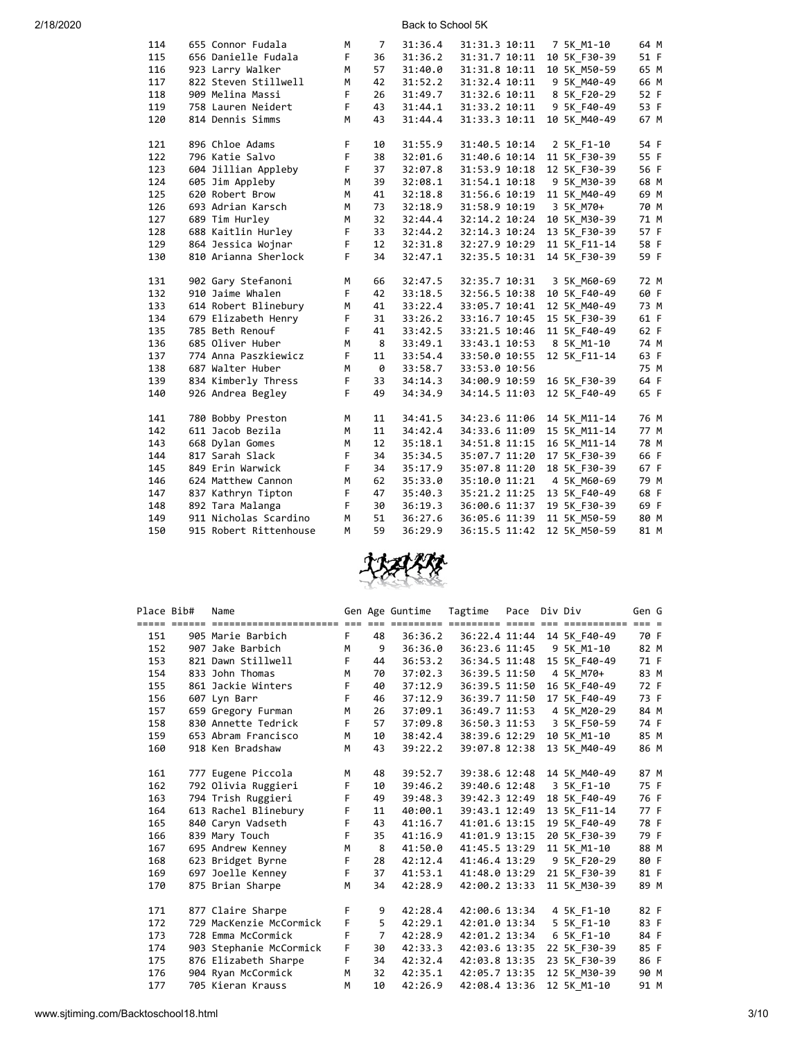| Place | Bib# | Name | Gen | Age | Guntime | Tagtime | Pace | Div | Div | Gen | G |
|---|---|---|---|---|---|---|---|---|---|---|---|
| 114 | 655 | Connor Fudala | M | 7 | 31:36.4 | 31:31.3 | 10:11 | 7 | 5K_M1-10 | 64 | M |
| 115 | 656 | Danielle Fudala | F | 36 | 31:36.2 | 31:31.7 | 10:11 | 10 | 5K_F30-39 | 51 | F |
| 116 | 923 | Larry Walker | M | 57 | 31:40.0 | 31:31.8 | 10:11 | 10 | 5K_M50-59 | 65 | M |
| 117 | 822 | Steven Stillwell | M | 42 | 31:52.2 | 31:32.4 | 10:11 | 9 | 5K_M40-49 | 66 | M |
| 118 | 909 | Melina Massi | F | 26 | 31:49.7 | 31:32.6 | 10:11 | 8 | 5K_F20-29 | 52 | F |
| 119 | 758 | Lauren Neidert | F | 43 | 31:44.1 | 31:33.2 | 10:11 | 9 | 5K_F40-49 | 53 | F |
| 120 | 814 | Dennis Simms | M | 43 | 31:44.4 | 31:33.3 | 10:11 | 10 | 5K_M40-49 | 67 | M |
| 121 | 896 | Chloe Adams | F | 10 | 31:55.9 | 31:40.5 | 10:14 | 2 | 5K_F1-10 | 54 | F |
| 122 | 796 | Katie Salvo | F | 38 | 32:01.6 | 31:40.6 | 10:14 | 11 | 5K_F30-39 | 55 | F |
| 123 | 604 | Jillian Appleby | F | 37 | 32:07.8 | 31:53.9 | 10:18 | 12 | 5K_F30-39 | 56 | F |
| 124 | 605 | Jim Appleby | M | 39 | 32:08.1 | 31:54.1 | 10:18 | 9 | 5K_M30-39 | 68 | M |
| 125 | 620 | Robert Brow | M | 41 | 32:18.8 | 31:56.6 | 10:19 | 11 | 5K_M40-49 | 69 | M |
| 126 | 693 | Adrian Karsch | M | 73 | 32:18.9 | 31:58.9 | 10:19 | 3 | 5K_M70+ | 70 | M |
| 127 | 689 | Tim Hurley | M | 32 | 32:44.4 | 32:14.2 | 10:24 | 10 | 5K_M30-39 | 71 | M |
| 128 | 688 | Kaitlin Hurley | F | 33 | 32:44.2 | 32:14.3 | 10:24 | 13 | 5K_F30-39 | 57 | F |
| 129 | 864 | Jessica Wojnar | F | 12 | 32:31.8 | 32:27.9 | 10:29 | 11 | 5K_F11-14 | 58 | F |
| 130 | 810 | Arianna Sherlock | F | 34 | 32:47.1 | 32:35.5 | 10:31 | 14 | 5K_F30-39 | 59 | F |
| 131 | 902 | Gary Stefanoni | M | 66 | 32:47.5 | 32:35.7 | 10:31 | 3 | 5K_M60-69 | 72 | M |
| 132 | 910 | Jaime Whalen | F | 42 | 33:18.5 | 32:56.5 | 10:38 | 10 | 5K_F40-49 | 60 | F |
| 133 | 614 | Robert Blinebury | M | 41 | 33:22.4 | 33:05.7 | 10:41 | 12 | 5K_M40-49 | 73 | M |
| 134 | 679 | Elizabeth Henry | F | 31 | 33:26.2 | 33:16.7 | 10:45 | 15 | 5K_F30-39 | 61 | F |
| 135 | 785 | Beth Renouf | F | 41 | 33:42.5 | 33:21.5 | 10:46 | 11 | 5K_F40-49 | 62 | F |
| 136 | 685 | Oliver Huber | M | 8 | 33:49.1 | 33:43.1 | 10:53 | 8 | 5K_M1-10 | 74 | M |
| 137 | 774 | Anna Paszkiewicz | F | 11 | 33:54.4 | 33:50.0 | 10:55 | 12 | 5K_F11-14 | 63 | F |
| 138 | 687 | Walter Huber | M | 0 | 33:58.7 | 33:53.0 | 10:56 | | | 75 | M |
| 139 | 834 | Kimberly Thress | F | 33 | 34:14.3 | 34:00.9 | 10:59 | 16 | 5K_F30-39 | 64 | F |
| 140 | 926 | Andrea Begley | F | 49 | 34:34.9 | 34:14.5 | 11:03 | 12 | 5K_F40-49 | 65 | F |
| 141 | 780 | Bobby Preston | M | 11 | 34:41.5 | 34:23.6 | 11:06 | 14 | 5K_M11-14 | 76 | M |
| 142 | 611 | Jacob Bezila | M | 11 | 34:42.4 | 34:33.6 | 11:09 | 15 | 5K_M11-14 | 77 | M |
| 143 | 668 | Dylan Gomes | M | 12 | 35:18.1 | 34:51.8 | 11:15 | 16 | 5K_M11-14 | 78 | M |
| 144 | 817 | Sarah Slack | F | 34 | 35:34.5 | 35:07.7 | 11:20 | 17 | 5K_F30-39 | 66 | F |
| 145 | 849 | Erin Warwick | F | 34 | 35:17.9 | 35:07.8 | 11:20 | 18 | 5K_F30-39 | 67 | F |
| 146 | 624 | Matthew Cannon | M | 62 | 35:33.0 | 35:10.0 | 11:21 | 4 | 5K_M60-69 | 79 | M |
| 147 | 837 | Kathryn Tipton | F | 47 | 35:40.3 | 35:21.2 | 11:25 | 13 | 5K_F40-49 | 68 | F |
| 148 | 892 | Tara Malanga | F | 30 | 36:19.3 | 36:00.6 | 11:37 | 19 | 5K_F30-39 | 69 | F |
| 149 | 911 | Nicholas Scardino | M | 51 | 36:27.6 | 36:05.6 | 11:39 | 11 | 5K_M50-59 | 80 | M |
| 150 | 915 | Robert Rittenhouse | M | 59 | 36:29.9 | 36:15.5 | 11:42 | 12 | 5K_M50-59 | 81 | M |
| 151 | 905 | Marie Barbich | F | 48 | 36:36.2 | 36:22.4 | 11:44 | 14 | 5K_F40-49 | 70 | F |
| 152 | 907 | Jake Barbich | M | 9 | 36:36.0 | 36:23.6 | 11:45 | 9 | 5K_M1-10 | 82 | M |
| 153 | 821 | Dawn Stillwell | F | 44 | 36:53.2 | 36:34.5 | 11:48 | 15 | 5K_F40-49 | 71 | F |
| 154 | 833 | John Thomas | M | 70 | 37:02.3 | 36:39.5 | 11:50 | 4 | 5K_M70+ | 83 | M |
| 155 | 861 | Jackie Winters | F | 40 | 37:12.9 | 36:39.5 | 11:50 | 16 | 5K_F40-49 | 72 | F |
| 156 | 607 | Lyn Barr | F | 46 | 37:12.9 | 36:39.7 | 11:50 | 17 | 5K_F40-49 | 73 | F |
| 157 | 659 | Gregory Furman | M | 26 | 37:09.1 | 36:49.7 | 11:53 | 4 | 5K_M20-29 | 84 | M |
| 158 | 830 | Annette Tedrick | F | 57 | 37:09.8 | 36:50.3 | 11:53 | 3 | 5K_F50-59 | 74 | F |
| 159 | 653 | Abram Francisco | M | 10 | 38:42.4 | 38:39.6 | 12:29 | 10 | 5K_M1-10 | 85 | M |
| 160 | 918 | Ken Bradshaw | M | 43 | 39:22.2 | 39:07.8 | 12:38 | 13 | 5K_M40-49 | 86 | M |
| 161 | 777 | Eugene Piccola | M | 48 | 39:52.7 | 39:38.6 | 12:48 | 14 | 5K_M40-49 | 87 | M |
| 162 | 792 | Olivia Ruggieri | F | 10 | 39:46.2 | 39:40.6 | 12:48 | 3 | 5K_F1-10 | 75 | F |
| 163 | 794 | Trish Ruggieri | F | 49 | 39:48.3 | 39:42.3 | 12:49 | 18 | 5K_F40-49 | 76 | F |
| 164 | 613 | Rachel Blinebury | F | 11 | 40:00.1 | 39:43.1 | 12:49 | 13 | 5K_F11-14 | 77 | F |
| 165 | 840 | Caryn Vadseth | F | 43 | 41:16.7 | 41:01.6 | 13:15 | 19 | 5K_F40-49 | 78 | F |
| 166 | 839 | Mary Touch | F | 35 | 41:16.9 | 41:01.9 | 13:15 | 20 | 5K_F30-39 | 79 | F |
| 167 | 695 | Andrew Kenney | M | 8 | 41:50.0 | 41:45.5 | 13:29 | 11 | 5K_M1-10 | 88 | M |
| 168 | 623 | Bridget Byrne | F | 28 | 42:12.4 | 41:46.4 | 13:29 | 9 | 5K_F20-29 | 80 | F |
| 169 | 697 | Joelle Kenney | F | 37 | 41:53.1 | 41:48.0 | 13:29 | 21 | 5K_F30-39 | 81 | F |
| 170 | 875 | Brian Sharpe | M | 34 | 42:28.9 | 42:00.2 | 13:33 | 11 | 5K_M30-39 | 89 | M |
| 171 | 877 | Claire Sharpe | F | 9 | 42:28.4 | 42:00.6 | 13:34 | 4 | 5K_F1-10 | 82 | F |
| 172 | 729 | MacKenzie McCormick | F | 5 | 42:29.1 | 42:01.0 | 13:34 | 5 | 5K_F1-10 | 83 | F |
| 173 | 728 | Emma McCormick | F | 7 | 42:28.9 | 42:01.2 | 13:34 | 6 | 5K_F1-10 | 84 | F |
| 174 | 903 | Stephanie McCormick | F | 30 | 42:33.3 | 42:03.6 | 13:35 | 22 | 5K_F30-39 | 85 | F |
| 175 | 876 | Elizabeth Sharpe | F | 34 | 42:32.4 | 42:03.8 | 13:35 | 23 | 5K_F30-39 | 86 | F |
| 176 | 904 | Ryan McCormick | M | 32 | 42:35.1 | 42:05.7 | 13:35 | 12 | 5K_M30-39 | 90 | M |
| 177 | 705 | Kieran Krauss | M | 10 | 42:26.9 | 42:08.4 | 13:36 | 12 | 5K_M1-10 | 91 | M |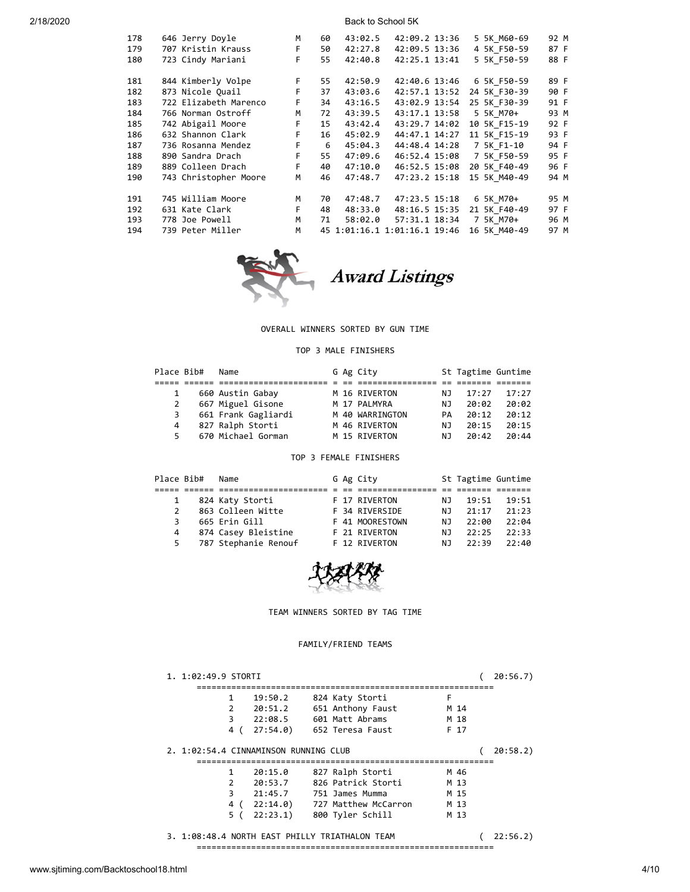| | | | | | | | | |
|---|---|---|---|---|---|---|---|---|
| 178 | 646 Jerry Doyle | M | 60 | 43:02.5 | 42:09.2 13:36 | 5 5K_M60-69 | 92 M |
| 179 | 707 Kristin Krauss | F | 50 | 42:27.8 | 42:09.5 13:36 | 4 5K_F50-59 | 87 F |
| 180 | 723 Cindy Mariani | F | 55 | 42:40.8 | 42:25.1 13:41 | 5 5K_F50-59 | 88 F |
| 181 | 844 Kimberly Volpe | F | 55 | 42:50.9 | 42:40.6 13:46 | 6 5K_F50-59 | 89 F |
| 182 | 873 Nicole Quail | F | 37 | 43:03.6 | 42:57.1 13:52 | 24 5K_F30-39 | 90 F |
| 183 | 722 Elizabeth Marenco | F | 34 | 43:16.5 | 43:02.9 13:54 | 25 5K_F30-39 | 91 F |
| 184 | 766 Norman Ostroff | M | 72 | 43:39.5 | 43:17.1 13:58 | 5 5K_M70+ | 93 M |
| 185 | 742 Abigail Moore | F | 15 | 43:42.4 | 43:29.7 14:02 | 10 5K_F15-19 | 92 F |
| 186 | 632 Shannon Clark | F | 16 | 45:02.9 | 44:47.1 14:27 | 11 5K_F15-19 | 93 F |
| 187 | 736 Rosanna Mendez | F | 6 | 45:04.3 | 44:48.4 14:28 | 7 5K_F1-10 | 94 F |
| 188 | 890 Sandra Drach | F | 55 | 47:09.6 | 46:52.4 15:08 | 7 5K_F50-59 | 95 F |
| 189 | 889 Colleen Drach | F | 40 | 47:10.0 | 46:52.5 15:08 | 20 5K_F40-49 | 96 F |
| 190 | 743 Christopher Moore | M | 46 | 47:48.7 | 47:23.2 15:18 | 15 5K_M40-49 | 94 M |
| 191 | 745 William Moore | M | 70 | 47:48.7 | 47:23.5 15:18 | 6 5K_M70+ | 95 M |
| 192 | 631 Kate Clark | F | 48 | 48:33.0 | 48:16.5 15:35 | 21 5K_F40-49 | 97 F |
| 193 | 778 Joe Powell | M | 71 | 58:02.0 | 57:31.1 18:34 | 7 5K_M70+ | 96 M |
| 194 | 739 Peter Miller | M | 45 | 1:01:16.1 | 1:01:16.1 19:46 | 16 5K_M40-49 | 97 M |

# Award Listings

OVERALL WINNERS SORTED BY GUN TIME

## TOP 3 MALE FINISHERS

| Place | Bib# | Name | G | Ag | City | St | Tagtime | Guntime |
|---|---|---|---|---|---|---|---|---|
| 1 | 660 | Austin Gabay | M | 16 | RIVERTON | NJ | 17:27 | 17:27 |
| 2 | 667 | Miguel Gisone | M | 17 | PALMYRA | NJ | 20:02 | 20:02 |
| 3 | 661 | Frank Gagliardi | M | 40 | WARRINGTON | PA | 20:12 | 20:12 |
| 4 | 827 | Ralph Storti | M | 46 | RIVERTON | NJ | 20:15 | 20:15 |
| 5 | 670 | Michael Gorman | M | 15 | RIVERTON | NJ | 20:42 | 20:44 |

## TOP 3 FEMALE FINISHERS

| Place | Bib# | Name | G | Ag | City | St | Tagtime | Guntime |
|---|---|---|---|---|---|---|---|---|
| 1 | 824 | Katy Storti | F | 17 | RIVERTON | NJ | 19:51 | 19:51 |
| 2 | 863 | Colleen Witte | F | 34 | RIVERSIDE | NJ | 21:17 | 21:23 |
| 3 | 665 | Erin Gill | F | 41 | MOORESTOWN | NJ | 22:00 | 22:04 |
| 4 | 874 | Casey Bleistine | F | 21 | RIVERTON | NJ | 22:25 | 22:33 |
| 5 | 787 | Stephanie Renouf | F | 12 | RIVERTON | NJ | 22:39 | 22:40 |

TEAM WINNERS SORTED BY TAG TIME

## FAMILY/FRIEND TEAMS

**1. 1:02:49.9 STORTI ( 20:56.7)**

| | Time | Name | G/Age |
|---|---|---|---|
| 1 | 19:50.2 | 824 Katy Storti | F |
| 2 | 20:51.2 | 651 Anthony Faust | M 14 |
| 3 | 22:08.5 | 601 Matt Abrams | M 18 |
| 4 | (27:54.0) | 652 Teresa Faust | F 17 |

**2. 1:02:54.4 CINNAMINSON RUNNING CLUB ( 20:58.2)**

| | Time | Name | G/Age |
|---|---|---|---|
| 1 | 20:15.0 | 827 Ralph Storti | M 46 |
| 2 | 20:53.7 | 826 Patrick Storti | M 13 |
| 3 | 21:45.7 | 751 James Mumma | M 15 |
| 4 | (22:14.0) | 727 Matthew McCarron | M 13 |
| 5 | (22:23.1) | 800 Tyler Schill | M 13 |

**3. 1:08:48.4 NORTH EAST PHILLY TRIATHALON TEAM ( 22:56.2)**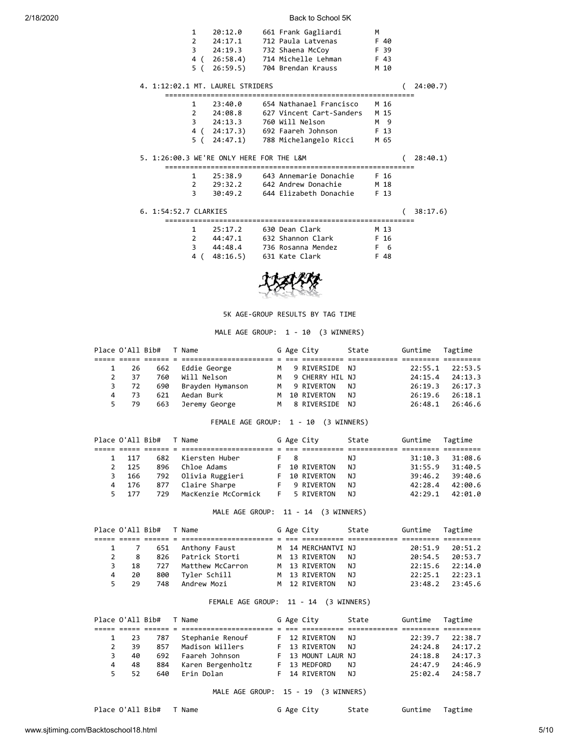| | | |
|---|---|---|
| 1 20:12.0 | 661 Frank Gagliardi | M |
| 2 24:17.1 | 712 Paula Latvenas | F 40 |
| 3 24:19.3 | 732 Shaena McCoy | F 39 |
| 4 ( 26:58.4) | 714 Michelle Lehman | F 43 |
| 5 ( 26:59.5) | 704 Brendan Krauss | M 10 |

4. 1:12:02.1 MT. LAUREL STRIDERS ( 24:00.7)

| | | |
|---|---|---|
| 1 23:40.0 | 654 Nathanael Francisco | M 16 |
| 2 24:08.8 | 627 Vincent Cart-Sanders | M 15 |
| 3 24:13.3 | 760 Will Nelson | M 9 |
| 4 ( 24:17.3) | 692 Faareh Johnson | F 13 |
| 5 ( 24:47.1) | 788 Michelangelo Ricci | M 65 |

5. 1:26:00.3 WE'RE ONLY HERE FOR THE L&M ( 28:40.1)

| | | |
|---|---|---|
| 1 25:38.9 | 643 Annemarie Donachie | F 16 |
| 2 29:32.2 | 642 Andrew Donachie | M 18 |
| 3 30:49.2 | 644 Elizabeth Donachie | F 13 |

6. 1:54:52.7 CLARKIES ( 38:17.6)

| | | |
|---|---|---|
| 1 25:17.2 | 630 Dean Clark | M 13 |
| 2 44:47.1 | 632 Shannon Clark | F 16 |
| 3 44:48.4 | 736 Rosanna Mendez | F 6 |
| 4 ( 48:16.5) | 631 Kate Clark | F 48 |

## 5K AGE-GROUP RESULTS BY TAG TIME

### MALE AGE GROUP: 1 - 10 (3 WINNERS)

| Place | O'All | Bib# | T | Name | G | Age | City | State | Guntime | Tagtime |
|---|---|---|---|---|---|---|---|---|---|---|
| 1 | 26 | 662 | | Eddie George | M | 9 | RIVERSIDE | NJ | 22:55.1 | 22:53.5 |
| 2 | 37 | 760 | | Will Nelson | M | 9 | CHERRY HIL | NJ | 24:15.4 | 24:13.3 |
| 3 | 72 | 690 | | Brayden Hymanson | M | 9 | RIVERTON | NJ | 26:19.3 | 26:17.3 |
| 4 | 73 | 621 | | Aedan Burk | M | 10 | RIVERTON | NJ | 26:19.6 | 26:18.1 |
| 5 | 79 | 663 | | Jeremy George | M | 8 | RIVERSIDE | NJ | 26:48.1 | 26:46.6 |

### FEMALE AGE GROUP: 1 - 10 (3 WINNERS)

| Place | O'All | Bib# | T | Name | G | Age | City | State | Guntime | Tagtime |
|---|---|---|---|---|---|---|---|---|---|---|
| 1 | 117 | 682 | | Kiersten Huber | F | 8 | | NJ | 31:10.3 | 31:08.6 |
| 2 | 125 | 896 | | Chloe Adams | F | 10 | RIVERTON | NJ | 31:55.9 | 31:40.5 |
| 3 | 166 | 792 | | Olivia Ruggieri | F | 10 | RIVERTON | NJ | 39:46.2 | 39:40.6 |
| 4 | 176 | 877 | | Claire Sharpe | F | 9 | RIVERTON | NJ | 42:28.4 | 42:00.6 |
| 5 | 177 | 729 | | MacKenzie McCormick | F | 5 | RIVERTON | NJ | 42:29.1 | 42:01.0 |

### MALE AGE GROUP: 11 - 14 (3 WINNERS)

| Place | O'All | Bib# | T | Name | G | Age | City | State | Guntime | Tagtime |
|---|---|---|---|---|---|---|---|---|---|---|
| 1 | 7 | 651 | | Anthony Faust | M | 14 | MERCHANTVI | NJ | 20:51.9 | 20:51.2 |
| 2 | 8 | 826 | | Patrick Storti | M | 13 | RIVERTON | NJ | 20:54.5 | 20:53.7 |
| 3 | 18 | 727 | | Matthew McCarron | M | 13 | RIVERTON | NJ | 22:15.6 | 22:14.0 |
| 4 | 20 | 800 | | Tyler Schill | M | 13 | RIVERTON | NJ | 22:25.1 | 22:23.1 |
| 5 | 29 | 748 | | Andrew Mozi | M | 12 | RIVERTON | NJ | 23:48.2 | 23:45.6 |

### FEMALE AGE GROUP: 11 - 14 (3 WINNERS)

| Place | O'All | Bib# | T | Name | G | Age | City | State | Guntime | Tagtime |
|---|---|---|---|---|---|---|---|---|---|---|
| 1 | 23 | 787 | | Stephanie Renouf | F | 12 | RIVERTON | NJ | 22:39.7 | 22:38.7 |
| 2 | 39 | 857 | | Madison Willers | F | 13 | RIVERTON | NJ | 24:24.8 | 24:17.2 |
| 3 | 40 | 692 | | Faareh Johnson | F | 13 | MOUNT LAUR | NJ | 24:18.8 | 24:17.3 |
| 4 | 48 | 884 | | Karen Bergenholtz | F | 13 | MEDFORD | NJ | 24:47.9 | 24:46.9 |
| 5 | 52 | 640 | | Erin Dolan | F | 14 | RIVERTON | NJ | 25:02.4 | 24:58.7 |

### MALE AGE GROUP: 15 - 19 (3 WINNERS)

| Place | O'All | Bib# | T | Name | G | Age | City | State | Guntime | Tagtime |
|---|---|---|---|---|---|---|---|---|---|---|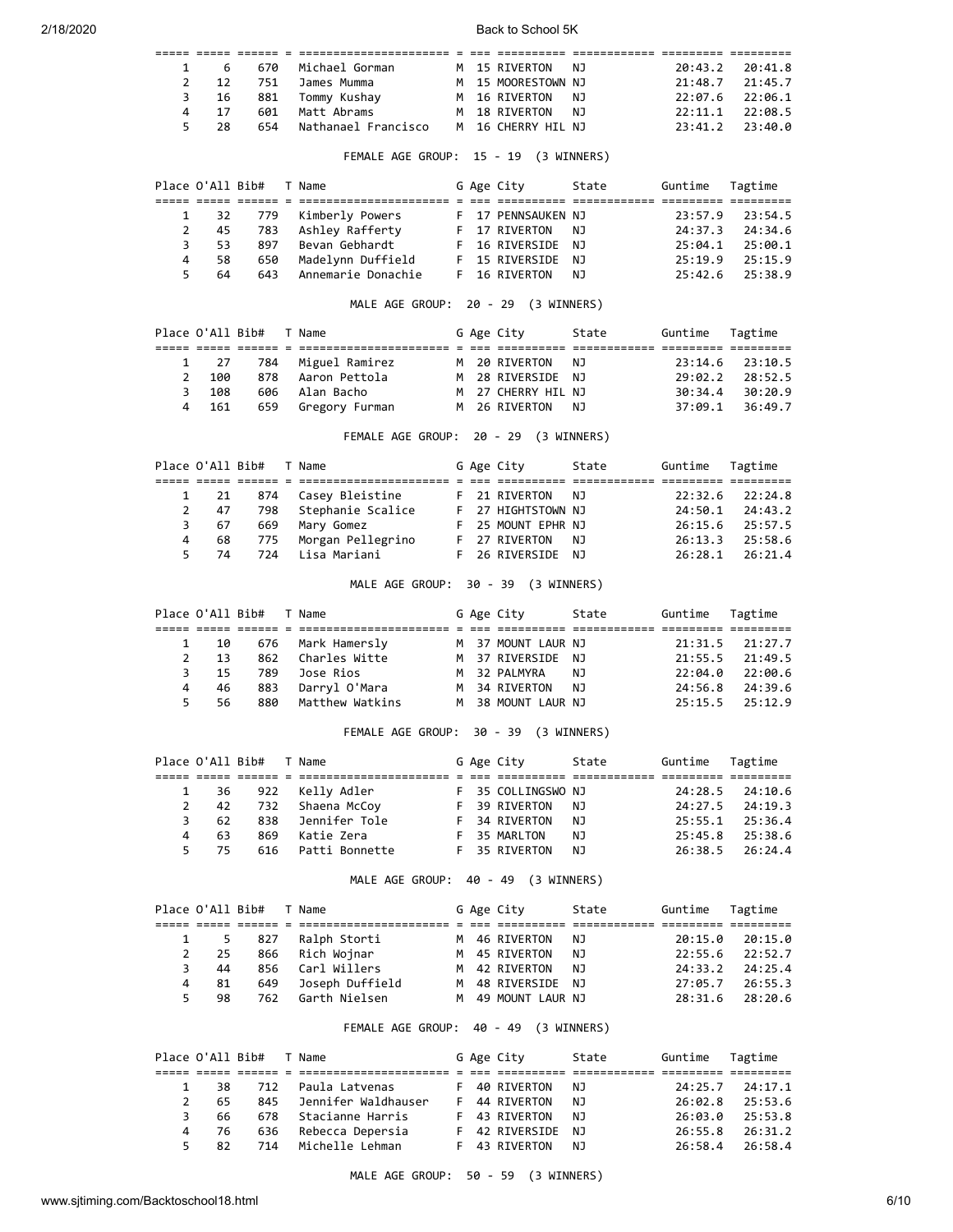| Place | O'All | Bib# | T | Name | G | Age | City | State | Guntime | Tagtime |
|---|---|---|---|---|---|---|---|---|---|---|
| 1 | 6 | 670 | | Michael Gorman | M | 15 | RIVERTON | NJ | 20:43.2 | 20:41.8 |
| 2 | 12 | 751 | | James Mumma | M | 15 | MOORESTOWN | NJ | 21:48.7 | 21:45.7 |
| 3 | 16 | 881 | | Tommy Kushay | M | 16 | RIVERTON | NJ | 22:07.6 | 22:06.1 |
| 4 | 17 | 601 | | Matt Abrams | M | 18 | RIVERTON | NJ | 22:11.1 | 22:08.5 |
| 5 | 28 | 654 | | Nathanael Francisco | M | 16 | CHERRY HIL | NJ | 23:41.2 | 23:40.0 |

FEMALE AGE GROUP: 15 - 19 (3 WINNERS)

| Place | O'All | Bib# | T | Name | G | Age | City | State | Guntime | Tagtime |
|---|---|---|---|---|---|---|---|---|---|---|
| 1 | 32 | 779 | | Kimberly Powers | F | 17 | PENNSAUKEN | NJ | 23:57.9 | 23:54.5 |
| 2 | 45 | 783 | | Ashley Rafferty | F | 17 | RIVERTON | NJ | 24:37.3 | 24:34.6 |
| 3 | 53 | 897 | | Bevan Gebhardt | F | 16 | RIVERSIDE | NJ | 25:04.1 | 25:00.1 |
| 4 | 58 | 650 | | Madelynn Duffield | F | 15 | RIVERSIDE | NJ | 25:19.9 | 25:15.9 |
| 5 | 64 | 643 | | Annemarie Donachie | F | 16 | RIVERTON | NJ | 25:42.6 | 25:38.9 |

MALE AGE GROUP: 20 - 29 (3 WINNERS)

| Place | O'All | Bib# | T | Name | G | Age | City | State | Guntime | Tagtime |
|---|---|---|---|---|---|---|---|---|---|---|
| 1 | 27 | 784 | | Miguel Ramirez | M | 20 | RIVERTON | NJ | 23:14.6 | 23:10.5 |
| 2 | 100 | 878 | | Aaron Pettola | M | 28 | RIVERSIDE | NJ | 29:02.2 | 28:52.5 |
| 3 | 108 | 606 | | Alan Bacho | M | 27 | CHERRY HIL | NJ | 30:34.4 | 30:20.9 |
| 4 | 161 | 659 | | Gregory Furman | M | 26 | RIVERTON | NJ | 37:09.1 | 36:49.7 |

FEMALE AGE GROUP: 20 - 29 (3 WINNERS)

| Place | O'All | Bib# | T | Name | G | Age | City | State | Guntime | Tagtime |
|---|---|---|---|---|---|---|---|---|---|---|
| 1 | 21 | 874 | | Casey Bleistine | F | 21 | RIVERTON | NJ | 22:32.6 | 22:24.8 |
| 2 | 47 | 798 | | Stephanie Scalice | F | 27 | HIGHTSTOWN | NJ | 24:50.1 | 24:43.2 |
| 3 | 67 | 669 | | Mary Gomez | F | 25 | MOUNT EPHR | NJ | 26:15.6 | 25:57.5 |
| 4 | 68 | 775 | | Morgan Pellegrino | F | 27 | RIVERTON | NJ | 26:13.3 | 25:58.6 |
| 5 | 74 | 724 | | Lisa Mariani | F | 26 | RIVERSIDE | NJ | 26:28.1 | 26:21.4 |

MALE AGE GROUP: 30 - 39 (3 WINNERS)

| Place | O'All | Bib# | T | Name | G | Age | City | State | Guntime | Tagtime |
|---|---|---|---|---|---|---|---|---|---|---|
| 1 | 10 | 676 | | Mark Hamersly | M | 37 | MOUNT LAUR | NJ | 21:31.5 | 21:27.7 |
| 2 | 13 | 862 | | Charles Witte | M | 37 | RIVERSIDE | NJ | 21:55.5 | 21:49.5 |
| 3 | 15 | 789 | | Jose Rios | M | 32 | PALMYRA | NJ | 22:04.0 | 22:00.6 |
| 4 | 46 | 883 | | Darryl O'Mara | M | 34 | RIVERTON | NJ | 24:56.8 | 24:39.6 |
| 5 | 56 | 880 | | Matthew Watkins | M | 38 | MOUNT LAUR | NJ | 25:15.5 | 25:12.9 |

FEMALE AGE GROUP: 30 - 39 (3 WINNERS)

| Place | O'All | Bib# | T | Name | G | Age | City | State | Guntime | Tagtime |
|---|---|---|---|---|---|---|---|---|---|---|
| 1 | 36 | 922 | | Kelly Adler | F | 35 | COLLINGSWO | NJ | 24:28.5 | 24:10.6 |
| 2 | 42 | 732 | | Shaena McCoy | F | 39 | RIVERTON | NJ | 24:27.5 | 24:19.3 |
| 3 | 62 | 838 | | Jennifer Tole | F | 34 | RIVERTON | NJ | 25:55.1 | 25:36.4 |
| 4 | 63 | 869 | | Katie Zera | F | 35 | MARLTON | NJ | 25:45.8 | 25:38.6 |
| 5 | 75 | 616 | | Patti Bonnette | F | 35 | RIVERTON | NJ | 26:38.5 | 26:24.4 |

MALE AGE GROUP: 40 - 49 (3 WINNERS)

| Place | O'All | Bib# | T | Name | G | Age | City | State | Guntime | Tagtime |
|---|---|---|---|---|---|---|---|---|---|---|
| 1 | 5 | 827 | | Ralph Storti | M | 46 | RIVERTON | NJ | 20:15.0 | 20:15.0 |
| 2 | 25 | 866 | | Rich Wojnar | M | 45 | RIVERTON | NJ | 22:55.6 | 22:52.7 |
| 3 | 44 | 856 | | Carl Willers | M | 42 | RIVERTON | NJ | 24:33.2 | 24:25.4 |
| 4 | 81 | 649 | | Joseph Duffield | M | 48 | RIVERSIDE | NJ | 27:05.7 | 26:55.3 |
| 5 | 98 | 762 | | Garth Nielsen | M | 49 | MOUNT LAUR | NJ | 28:31.6 | 28:20.6 |

FEMALE AGE GROUP: 40 - 49 (3 WINNERS)

| Place | O'All | Bib# | T | Name | G | Age | City | State | Guntime | Tagtime |
|---|---|---|---|---|---|---|---|---|---|---|
| 1 | 38 | 712 | | Paula Latvenas | F | 40 | RIVERTON | NJ | 24:25.7 | 24:17.1 |
| 2 | 65 | 845 | | Jennifer Waldhauser | F | 44 | RIVERTON | NJ | 26:02.8 | 25:53.6 |
| 3 | 66 | 678 | | Stacianne Harris | F | 43 | RIVERTON | NJ | 26:03.0 | 25:53.8 |
| 4 | 76 | 636 | | Rebecca Depersia | F | 42 | RIVERSIDE | NJ | 26:55.8 | 26:31.2 |
| 5 | 82 | 714 | | Michelle Lehman | F | 43 | RIVERTON | NJ | 26:58.4 | 26:58.4 |

MALE AGE GROUP: 50 - 59 (3 WINNERS)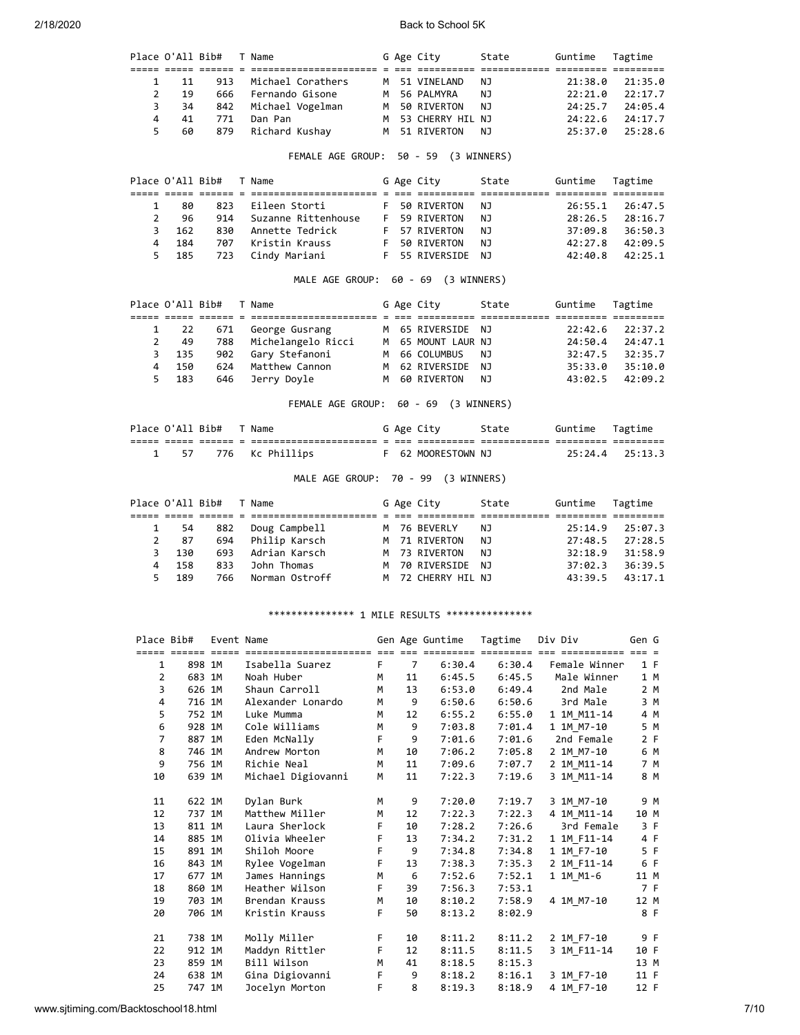| Place | O'All | Bib# | T | Name | G | Age | City | State | Guntime | Tagtime |
|---|---|---|---|---|---|---|---|---|---|---|
| 1 | 11 | 913 | | Michael Corathers | M | 51 | VINELAND | NJ | 21:38.0 | 21:35.0 |
| 2 | 19 | 666 | | Fernando Gisone | M | 56 | PALMYRA | NJ | 22:21.0 | 22:17.7 |
| 3 | 34 | 842 | | Michael Vogelman | M | 50 | RIVERTON | NJ | 24:25.7 | 24:05.4 |
| 4 | 41 | 771 | | Dan Pan | M | 53 | CHERRY HIL | NJ | 24:22.6 | 24:17.7 |
| 5 | 60 | 879 | | Richard Kushay | M | 51 | RIVERTON | NJ | 25:37.0 | 25:28.6 |

FEMALE AGE GROUP: 50 - 59 (3 WINNERS)

| Place | O'All | Bib# | T | Name | G | Age | City | State | Guntime | Tagtime |
|---|---|---|---|---|---|---|---|---|---|---|
| 1 | 80 | 823 | | Eileen Storti | F | 50 | RIVERTON | NJ | 26:55.1 | 26:47.5 |
| 2 | 96 | 914 | | Suzanne Rittenhouse | F | 59 | RIVERTON | NJ | 28:26.5 | 28:16.7 |
| 3 | 162 | 830 | | Annette Tedrick | F | 57 | RIVERTON | NJ | 37:09.8 | 36:50.3 |
| 4 | 184 | 707 | | Kristin Krauss | F | 50 | RIVERTON | NJ | 42:27.8 | 42:09.5 |
| 5 | 185 | 723 | | Cindy Mariani | F | 55 | RIVERSIDE | NJ | 42:40.8 | 42:25.1 |

MALE AGE GROUP: 60 - 69 (3 WINNERS)

| Place | O'All | Bib# | T | Name | G | Age | City | State | Guntime | Tagtime |
|---|---|---|---|---|---|---|---|---|---|---|
| 1 | 22 | 671 | | George Gusrang | M | 65 | RIVERSIDE | NJ | 22:42.6 | 22:37.2 |
| 2 | 49 | 788 | | Michelangelo Ricci | M | 65 | MOUNT LAUR | NJ | 24:50.4 | 24:47.1 |
| 3 | 135 | 902 | | Gary Stefanoni | M | 66 | COLUMBUS | NJ | 32:47.5 | 32:35.7 |
| 4 | 150 | 624 | | Matthew Cannon | M | 62 | RIVERSIDE | NJ | 35:33.0 | 35:10.0 |
| 5 | 183 | 646 | | Jerry Doyle | M | 60 | RIVERTON | NJ | 43:02.5 | 42:09.2 |

FEMALE AGE GROUP: 60 - 69 (3 WINNERS)

| Place | O'All | Bib# | T | Name | G | Age | City | State | Guntime | Tagtime |
|---|---|---|---|---|---|---|---|---|---|---|
| 1 | 57 | 776 | | Kc Phillips | F | 62 | MOORESTOWN | NJ | 25:24.4 | 25:13.3 |

MALE AGE GROUP: 70 - 99 (3 WINNERS)

| Place | O'All | Bib# | T | Name | G | Age | City | State | Guntime | Tagtime |
|---|---|---|---|---|---|---|---|---|---|---|
| 1 | 54 | 882 | | Doug Campbell | M | 76 | BEVERLY | NJ | 25:14.9 | 25:07.3 |
| 2 | 87 | 694 | | Philip Karsch | M | 71 | RIVERTON | NJ | 27:48.5 | 27:28.5 |
| 3 | 130 | 693 | | Adrian Karsch | M | 73 | RIVERTON | NJ | 32:18.9 | 31:58.9 |
| 4 | 158 | 833 | | John Thomas | M | 70 | RIVERSIDE | NJ | 37:02.3 | 36:39.5 |
| 5 | 189 | 766 | | Norman Ostroff | M | 72 | CHERRY HIL | NJ | 43:39.5 | 43:17.1 |

*************** 1 MILE RESULTS ***************

| Place | Bib# | Event | Name | Gen | Age | Guntime | Tagtime | Div | Div | Gen | G |
|---|---|---|---|---|---|---|---|---|---|---|---|
| 1 | 898 | 1M | Isabella Suarez | F | 7 | 6:30.4 | 6:30.4 | | Female Winner | 1 | F |
| 2 | 683 | 1M | Noah Huber | M | 11 | 6:45.5 | 6:45.5 | | Male Winner | 1 | M |
| 3 | 626 | 1M | Shaun Carroll | M | 13 | 6:53.0 | 6:49.4 | | 2nd Male | 2 | M |
| 4 | 716 | 1M | Alexander Lonardo | M | 9 | 6:50.6 | 6:50.6 | | 3rd Male | 3 | M |
| 5 | 752 | 1M | Luke Mumma | M | 12 | 6:55.2 | 6:55.0 | 1 | 1M_M11-14 | 4 | M |
| 6 | 928 | 1M | Cole Williams | M | 9 | 7:03.8 | 7:01.4 | 1 | 1M_M7-10 | 5 | M |
| 7 | 887 | 1M | Eden McNally | F | 9 | 7:01.6 | 7:01.6 | | 2nd Female | 2 | F |
| 8 | 746 | 1M | Andrew Morton | M | 10 | 7:06.2 | 7:05.8 | 2 | 1M_M7-10 | 6 | M |
| 9 | 756 | 1M | Richie Neal | M | 11 | 7:09.6 | 7:07.7 | 2 | 1M_M11-14 | 7 | M |
| 10 | 639 | 1M | Michael Digiovanni | M | 11 | 7:22.3 | 7:19.6 | 3 | 1M_M11-14 | 8 | M |
| 11 | 622 | 1M | Dylan Burk | M | 9 | 7:20.0 | 7:19.7 | 3 | 1M_M7-10 | 9 | M |
| 12 | 737 | 1M | Matthew Miller | M | 12 | 7:22.3 | 7:22.3 | 4 | 1M_M11-14 | 10 | M |
| 13 | 811 | 1M | Laura Sherlock | F | 10 | 7:28.2 | 7:26.6 | | 3rd Female | 3 | F |
| 14 | 885 | 1M | Olivia Wheeler | F | 13 | 7:34.2 | 7:31.2 | 1 | 1M_F11-14 | 4 | F |
| 15 | 891 | 1M | Shiloh Moore | F | 9 | 7:34.8 | 7:34.8 | 1 | 1M_F7-10 | 5 | F |
| 16 | 843 | 1M | Rylee Vogelman | F | 13 | 7:38.3 | 7:35.3 | 2 | 1M_F11-14 | 6 | F |
| 17 | 677 | 1M | James Hannings | M | 6 | 7:52.6 | 7:52.1 | 1 | 1M_M1-6 | 11 | M |
| 18 | 860 | 1M | Heather Wilson | F | 39 | 7:56.3 | 7:53.1 | | | 7 | F |
| 19 | 703 | 1M | Brendan Krauss | M | 10 | 8:10.2 | 7:58.9 | 4 | 1M_M7-10 | 12 | M |
| 20 | 706 | 1M | Kristin Krauss | F | 50 | 8:13.2 | 8:02.9 | | | 8 | F |
| 21 | 738 | 1M | Molly Miller | F | 10 | 8:11.2 | 8:11.2 | 2 | 1M_F7-10 | 9 | F |
| 22 | 912 | 1M | Maddyn Rittler | F | 12 | 8:11.5 | 8:11.5 | 3 | 1M_F11-14 | 10 | F |
| 23 | 859 | 1M | Bill Wilson | M | 41 | 8:18.5 | 8:15.3 | | | 13 | M |
| 24 | 638 | 1M | Gina Digiovanni | F | 9 | 8:18.2 | 8:16.1 | 3 | 1M_F7-10 | 11 | F |
| 25 | 747 | 1M | Jocelyn Morton | F | 8 | 8:19.3 | 8:18.9 | 4 | 1M_F7-10 | 12 | F |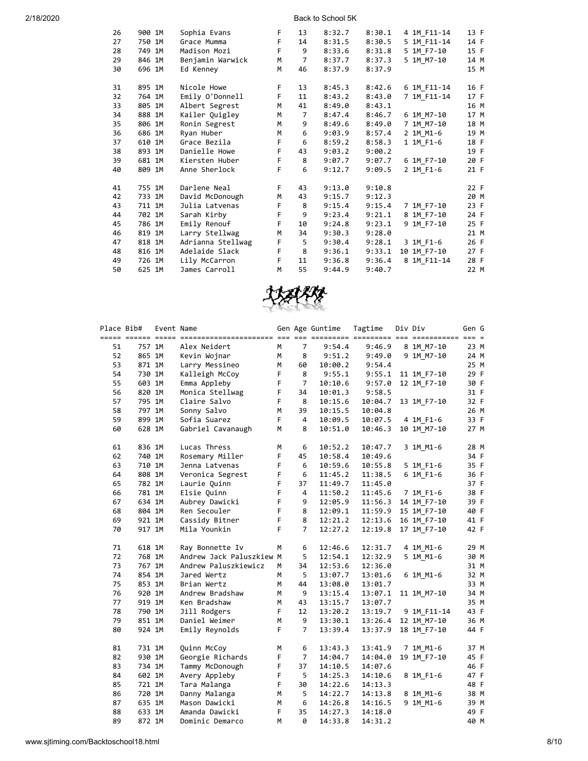| Place | Bib# | Event | Name | Gen | Age | Guntime | Tagtime | Div | Div | Gen | G |
|---|---|---|---|---|---|---|---|---|---|---|---|
| 26 | 900 | 1M | Sophia Evans | F | 13 | 8:32.7 | 8:30.1 | 4 | 1M_F11-14 | 13 | F |
| 27 | 750 | 1M | Grace Mumma | F | 14 | 8:31.5 | 8:30.5 | 5 | 1M_F11-14 | 14 | F |
| 28 | 749 | 1M | Madison Mozi | F | 9 | 8:33.6 | 8:31.8 | 5 | 1M_F7-10 | 15 | F |
| 29 | 846 | 1M | Benjamin Warwick | M | 7 | 8:37.7 | 8:37.3 | 5 | 1M_M7-10 | 14 | M |
| 30 | 696 | 1M | Ed Kenney | M | 46 | 8:37.9 | 8:37.9 | | | 15 | M |
| 31 | 895 | 1M | Nicole Howe | F | 13 | 8:45.3 | 8:42.6 | 6 | 1M_F11-14 | 16 | F |
| 32 | 764 | 1M | Emily O'Donnell | F | 11 | 8:43.2 | 8:43.0 | 7 | 1M_F11-14 | 17 | F |
| 33 | 805 | 1M | Albert Segrest | M | 41 | 8:49.0 | 8:43.1 | | | 16 | M |
| 34 | 888 | 1M | Kailer Quigley | M | 7 | 8:47.4 | 8:46.7 | 6 | 1M_M7-10 | 17 | M |
| 35 | 806 | 1M | Ronin Segrest | M | 9 | 8:49.6 | 8:49.0 | 7 | 1M_M7-10 | 18 | M |
| 36 | 686 | 1M | Ryan Huber | M | 6 | 9:03.9 | 8:57.4 | 2 | 1M_M1-6 | 19 | M |
| 37 | 610 | 1M | Grace Bezila | F | 6 | 8:59.2 | 8:58.3 | 1 | 1M_F1-6 | 18 | F |
| 38 | 893 | 1M | Danielle Howe | F | 43 | 9:03.2 | 9:00.2 | | | 19 | F |
| 39 | 681 | 1M | Kiersten Huber | F | 8 | 9:07.7 | 9:07.7 | 6 | 1M_F7-10 | 20 | F |
| 40 | 809 | 1M | Anne Sherlock | F | 6 | 9:12.7 | 9:09.5 | 2 | 1M_F1-6 | 21 | F |
| 41 | 755 | 1M | Darlene Neal | F | 43 | 9:13.0 | 9:10.8 | | | 22 | F |
| 42 | 733 | 1M | David McDonough | M | 43 | 9:15.7 | 9:12.3 | | | 20 | M |
| 43 | 711 | 1M | Julia Latvenas | F | 8 | 9:15.4 | 9:15.4 | 7 | 1M_F7-10 | 23 | F |
| 44 | 702 | 1M | Sarah Kirby | F | 9 | 9:23.4 | 9:21.1 | 8 | 1M_F7-10 | 24 | F |
| 45 | 786 | 1M | Emily Renouf | F | 10 | 9:24.8 | 9:23.1 | 9 | 1M_F7-10 | 25 | F |
| 46 | 819 | 1M | Larry Stellwag | M | 34 | 9:30.3 | 9:28.0 | | | 21 | M |
| 47 | 818 | 1M | Adrianna Stellwag | F | 5 | 9:30.4 | 9:28.1 | 3 | 1M_F1-6 | 26 | F |
| 48 | 816 | 1M | Adelaide Slack | F | 8 | 9:36.1 | 9:33.1 | 10 | 1M_F7-10 | 27 | F |
| 49 | 726 | 1M | Lily McCarron | F | 11 | 9:36.8 | 9:36.4 | 8 | 1M_F11-14 | 28 | F |
| 50 | 625 | 1M | James Carroll | M | 55 | 9:44.9 | 9:40.7 | | | 22 | M |

| Place | Bib# | Event | Name | Gen | Age | Guntime | Tagtime | Div | Div | Gen | G |
|---|---|---|---|---|---|---|---|---|---|---|---|
| 51 | 757 | 1M | Alex Neidert | M | 7 | 9:54.4 | 9:46.9 | 8 | 1M_M7-10 | 23 | M |
| 52 | 865 | 1M | Kevin Wojnar | M | 8 | 9:51.2 | 9:49.0 | 9 | 1M_M7-10 | 24 | M |
| 53 | 871 | 1M | Larry Messineo | M | 60 | 10:00.2 | 9:54.4 | | | 25 | M |
| 54 | 730 | 1M | Kalleigh McCoy | F | 8 | 9:55.1 | 9:55.1 | 11 | 1M_F7-10 | 29 | F |
| 55 | 603 | 1M | Emma Appleby | F | 7 | 10:10.6 | 9:57.0 | 12 | 1M_F7-10 | 30 | F |
| 56 | 820 | 1M | Monica Stellwag | F | 34 | 10:01.3 | 9:58.5 | | | 31 | F |
| 57 | 795 | 1M | Claire Salvo | F | 8 | 10:15.6 | 10:04.7 | 13 | 1M_F7-10 | 32 | F |
| 58 | 797 | 1M | Sonny Salvo | M | 39 | 10:15.5 | 10:04.8 | | | 26 | M |
| 59 | 899 | 1M | Sofia Suarez | F | 4 | 10:09.5 | 10:07.5 | 4 | 1M_F1-6 | 33 | F |
| 60 | 628 | 1M | Gabriel Cavanaugh | M | 8 | 10:51.0 | 10:46.3 | 10 | 1M_M7-10 | 27 | M |
| 61 | 836 | 1M | Lucas Thress | M | 6 | 10:52.2 | 10:47.7 | 3 | 1M_M1-6 | 28 | M |
| 62 | 740 | 1M | Rosemary Miller | F | 45 | 10:58.4 | 10:49.6 | | | 34 | F |
| 63 | 710 | 1M | Jenna Latvenas | F | 6 | 10:59.6 | 10:55.8 | 5 | 1M_F1-6 | 35 | F |
| 64 | 808 | 1M | Veronica Segrest | F | 6 | 11:45.2 | 11:38.5 | 6 | 1M_F1-6 | 36 | F |
| 65 | 782 | 1M | Laurie Quinn | F | 37 | 11:49.7 | 11:45.0 | | | 37 | F |
| 66 | 781 | 1M | Elsie Quinn | F | 4 | 11:50.2 | 11:45.6 | 7 | 1M_F1-6 | 38 | F |
| 67 | 634 | 1M | Aubrey Dawicki | F | 9 | 12:05.9 | 11:56.3 | 14 | 1M_F7-10 | 39 | F |
| 68 | 804 | 1M | Ren Secouler | F | 8 | 12:09.1 | 11:59.9 | 15 | 1M_F7-10 | 40 | F |
| 69 | 921 | 1M | Cassidy Bitner | F | 8 | 12:21.2 | 12:13.6 | 16 | 1M_F7-10 | 41 | F |
| 70 | 917 | 1M | Mila Younkin | F | 7 | 12:27.2 | 12:19.8 | 17 | 1M_F7-10 | 42 | F |
| 71 | 618 | 1M | Ray Bonnette Iv | M | 6 | 12:46.6 | 12:31.7 | 4 | 1M_M1-6 | 29 | M |
| 72 | 768 | 1M | Andrew Jack Paluszkiew | M | 5 | 12:54.1 | 12:32.9 | 5 | 1M_M1-6 | 30 | M |
| 73 | 767 | 1M | Andrew Paluszkiewicz | M | 34 | 12:53.6 | 12:36.0 | | | 31 | M |
| 74 | 854 | 1M | Jared Wertz | M | 5 | 13:07.7 | 13:01.6 | 6 | 1M_M1-6 | 32 | M |
| 75 | 853 | 1M | Brian Wertz | M | 44 | 13:08.0 | 13:01.7 | | | 33 | M |
| 76 | 920 | 1M | Andrew Bradshaw | M | 9 | 13:15.4 | 13:07.1 | 11 | 1M_M7-10 | 34 | M |
| 77 | 919 | 1M | Ken Bradshaw | M | 43 | 13:15.7 | 13:07.7 | | | 35 | M |
| 78 | 790 | 1M | Jill Rodgers | F | 12 | 13:20.2 | 13:19.7 | 9 | 1M_F11-14 | 43 | F |
| 79 | 851 | 1M | Daniel Weimer | M | 9 | 13:30.1 | 13:26.4 | 12 | 1M_M7-10 | 36 | M |
| 80 | 924 | 1M | Emily Reynolds | F | 7 | 13:39.4 | 13:37.9 | 18 | 1M_F7-10 | 44 | F |
| 81 | 731 | 1M | Quinn McCoy | M | 6 | 13:43.3 | 13:41.9 | 7 | 1M_M1-6 | 37 | M |
| 82 | 930 | 1M | Georgie Richards | F | 7 | 14:04.7 | 14:04.0 | 19 | 1M_F7-10 | 45 | F |
| 83 | 734 | 1M | Tammy McDonough | F | 37 | 14:10.5 | 14:07.6 | | | 46 | F |
| 84 | 602 | 1M | Avery Appleby | F | 5 | 14:25.3 | 14:10.6 | 8 | 1M_F1-6 | 47 | F |
| 85 | 721 | 1M | Tara Malanga | F | 30 | 14:22.6 | 14:13.3 | | | 48 | F |
| 86 | 720 | 1M | Danny Malanga | M | 5 | 14:22.7 | 14:13.8 | 8 | 1M_M1-6 | 38 | M |
| 87 | 635 | 1M | Mason Dawicki | M | 6 | 14:26.8 | 14:16.5 | 9 | 1M_M1-6 | 39 | M |
| 88 | 633 | 1M | Amanda Dawicki | F | 35 | 14:27.3 | 14:18.0 | | | 49 | F |
| 89 | 872 | 1M | Dominic Demarco | M | 0 | 14:33.8 | 14:31.2 | | | 40 | M |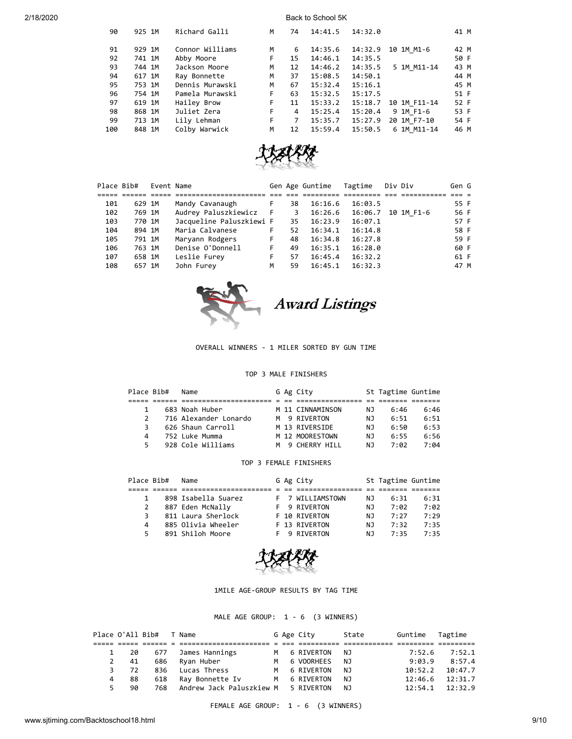| Place | Bib# | Event | Name | Gen | Age | Guntime | Tagtime | Div | Div | Gen | G |
|---|---|---|---|---|---|---|---|---|---|---|---|
| 90 | 925 | 1M | Richard Galli | M | 74 | 14:41.5 | 14:32.0 | | | 41 | M |
| 91 | 929 | 1M | Connor Williams | M | 6 | 14:35.6 | 14:32.9 | 10 | 1M_M1-6 | 42 | M |
| 92 | 741 | 1M | Abby Moore | F | 15 | 14:46.1 | 14:35.5 | | | 50 | F |
| 93 | 744 | 1M | Jackson Moore | M | 12 | 14:46.2 | 14:35.5 | 5 | 1M_M11-14 | 43 | M |
| 94 | 617 | 1M | Ray Bonnette | M | 37 | 15:08.5 | 14:50.1 | | | 44 | M |
| 95 | 753 | 1M | Dennis Murawski | M | 67 | 15:32.4 | 15:16.1 | | | 45 | M |
| 96 | 754 | 1M | Pamela Murawski | F | 63 | 15:32.5 | 15:17.5 | | | 51 | F |
| 97 | 619 | 1M | Hailey Brow | F | 11 | 15:33.2 | 15:18.7 | 10 | 1M_F11-14 | 52 | F |
| 98 | 868 | 1M | Juliet Zera | F | 4 | 15:25.4 | 15:20.4 | 9 | 1M_F1-6 | 53 | F |
| 99 | 713 | 1M | Lily Lehman | F | 7 | 15:35.7 | 15:27.9 | 20 | 1M_F7-10 | 54 | F |
| 100 | 848 | 1M | Colby Warwick | M | 12 | 15:59.4 | 15:50.5 | 6 | 1M_M11-14 | 46 | M |

| Place | Bib# | Event | Name | Gen | Age | Guntime | Tagtime | Div | Div | Gen | G |
|---|---|---|---|---|---|---|---|---|---|---|---|
| 101 | 629 | 1M | Mandy Cavanaugh | F | 38 | 16:16.6 | 16:03.5 | | | 55 | F |
| 102 | 769 | 1M | Audrey Paluszkiewicz | F | 3 | 16:26.6 | 16:06.7 | 10 | 1M_F1-6 | 56 | F |
| 103 | 770 | 1M | Jacqueline Paluszkiewi | F | 35 | 16:23.9 | 16:07.1 | | | 57 | F |
| 104 | 894 | 1M | Maria Calvanese | F | 52 | 16:34.1 | 16:14.8 | | | 58 | F |
| 105 | 791 | 1M | Maryann Rodgers | F | 48 | 16:34.8 | 16:27.8 | | | 59 | F |
| 106 | 763 | 1M | Denise O'Donnell | F | 49 | 16:35.1 | 16:28.0 | | | 60 | F |
| 107 | 658 | 1M | Leslie Furey | F | 57 | 16:45.4 | 16:32.2 | | | 61 | F |
| 108 | 657 | 1M | John Furey | M | 59 | 16:45.1 | 16:32.3 | | | 47 | M |

## Award Listings

OVERALL WINNERS - 1 MILER SORTED BY GUN TIME

TOP 3 MALE FINISHERS

| Place | Bib# | Name | G | Ag | City | St | Tagtime | Guntime |
|---|---|---|---|---|---|---|---|---|
| 1 | 683 | Noah Huber | M | 11 | CINNAMINSON | NJ | 6:46 | 6:46 |
| 2 | 716 | Alexander Lonardo | M | 9 | RIVERTON | NJ | 6:51 | 6:51 |
| 3 | 626 | Shaun Carroll | M | 13 | RIVERSIDE | NJ | 6:50 | 6:53 |
| 4 | 752 | Luke Mumma | M | 12 | MOORESTOWN | NJ | 6:55 | 6:56 |
| 5 | 928 | Cole Williams | M | 9 | CHERRY HILL | NJ | 7:02 | 7:04 |

TOP 3 FEMALE FINISHERS

| Place | Bib# | Name | G | Ag | City | St | Tagtime | Guntime |
|---|---|---|---|---|---|---|---|---|
| 1 | 898 | Isabella Suarez | F | 7 | WILLIAMSTOWN | NJ | 6:31 | 6:31 |
| 2 | 887 | Eden McNally | F | 9 | RIVERTON | NJ | 7:02 | 7:02 |
| 3 | 811 | Laura Sherlock | F | 10 | RIVERTON | NJ | 7:27 | 7:29 |
| 4 | 885 | Olivia Wheeler | F | 13 | RIVERTON | NJ | 7:32 | 7:35 |
| 5 | 891 | Shiloh Moore | F | 9 | RIVERTON | NJ | 7:35 | 7:35 |

1MILE AGE-GROUP RESULTS BY TAG TIME

MALE AGE GROUP: 1 - 6 (3 WINNERS)

| Place | O'All | Bib# | T | Name | G | Age | City | State | Guntime | Tagtime |
|---|---|---|---|---|---|---|---|---|---|---|
| 1 | 20 | 677 | | James Hannings | M | 6 | RIVERTON | NJ | 7:52.6 | 7:52.1 |
| 2 | 41 | 686 | | Ryan Huber | M | 6 | VOORHEES | NJ | 9:03.9 | 8:57.4 |
| 3 | 72 | 836 | | Lucas Thress | M | 6 | RIVERTON | NJ | 10:52.2 | 10:47.7 |
| 4 | 88 | 618 | | Ray Bonnette Iv | M | 6 | RIVERTON | NJ | 12:46.6 | 12:31.7 |
| 5 | 90 | 768 | | Andrew Jack Paluszkiew | M | 5 | RIVERTON | NJ | 12:54.1 | 12:32.9 |

FEMALE AGE GROUP: 1 - 6 (3 WINNERS)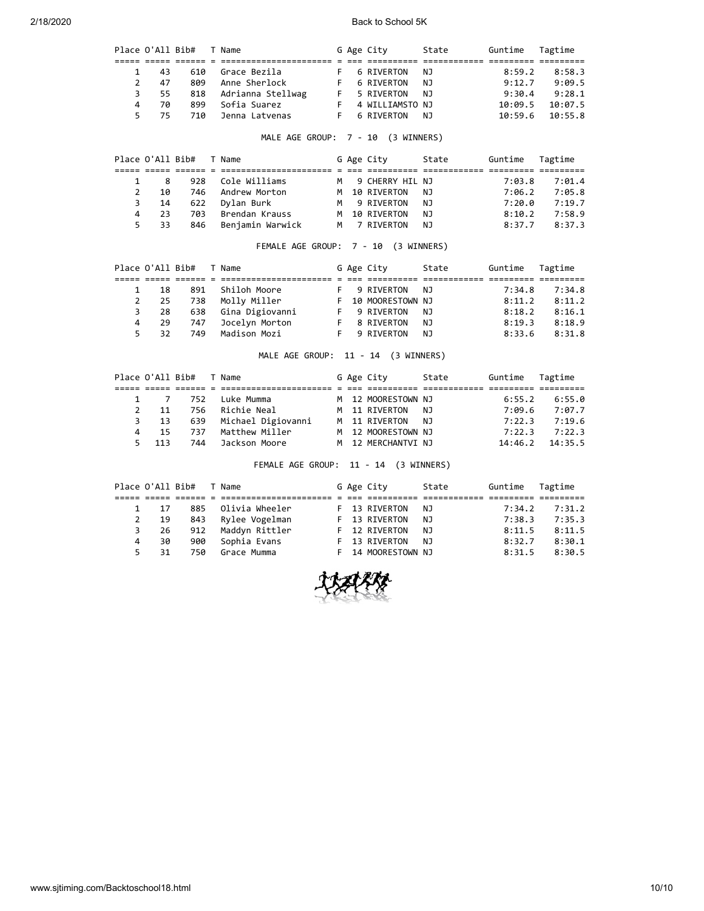| Place | O'All | Bib# | T | Name | G | Age | City | State | Guntime | Tagtime |
|---|---|---|---|---|---|---|---|---|---|---|
| 1 | 43 | 610 | | Grace Bezila | F | 6 | RIVERTON | NJ | 8:59.2 | 8:58.3 |
| 2 | 47 | 809 | | Anne Sherlock | F | 6 | RIVERTON | NJ | 9:12.7 | 9:09.5 |
| 3 | 55 | 818 | | Adrianna Stellwag | F | 5 | RIVERTON | NJ | 9:30.4 | 9:28.1 |
| 4 | 70 | 899 | | Sofia Suarez | F | 4 | WILLIAMSTO | NJ | 10:09.5 | 10:07.5 |
| 5 | 75 | 710 | | Jenna Latvenas | F | 6 | RIVERTON | NJ | 10:59.6 | 10:55.8 |

MALE AGE GROUP: 7 - 10 (3 WINNERS)

| Place | O'All | Bib# | T | Name | G | Age | City | State | Guntime | Tagtime |
|---|---|---|---|---|---|---|---|---|---|---|
| 1 | 8 | 928 | | Cole Williams | M | 9 | CHERRY HIL | NJ | 7:03.8 | 7:01.4 |
| 2 | 10 | 746 | | Andrew Morton | M | 10 | RIVERTON | NJ | 7:06.2 | 7:05.8 |
| 3 | 14 | 622 | | Dylan Burk | M | 9 | RIVERTON | NJ | 7:20.0 | 7:19.7 |
| 4 | 23 | 703 | | Brendan Krauss | M | 10 | RIVERTON | NJ | 8:10.2 | 7:58.9 |
| 5 | 33 | 846 | | Benjamin Warwick | M | 7 | RIVERTON | NJ | 8:37.7 | 8:37.3 |

FEMALE AGE GROUP: 7 - 10 (3 WINNERS)

| Place | O'All | Bib# | T | Name | G | Age | City | State | Guntime | Tagtime |
|---|---|---|---|---|---|---|---|---|---|---|
| 1 | 18 | 891 | | Shiloh Moore | F | 9 | RIVERTON | NJ | 7:34.8 | 7:34.8 |
| 2 | 25 | 738 | | Molly Miller | F | 10 | MOORESTOWN | NJ | 8:11.2 | 8:11.2 |
| 3 | 28 | 638 | | Gina Digiovanni | F | 9 | RIVERTON | NJ | 8:18.2 | 8:16.1 |
| 4 | 29 | 747 | | Jocelyn Morton | F | 8 | RIVERTON | NJ | 8:19.3 | 8:18.9 |
| 5 | 32 | 749 | | Madison Mozi | F | 9 | RIVERTON | NJ | 8:33.6 | 8:31.8 |

MALE AGE GROUP: 11 - 14 (3 WINNERS)

| Place | O'All | Bib# | T | Name | G | Age | City | State | Guntime | Tagtime |
|---|---|---|---|---|---|---|---|---|---|---|
| 1 | 7 | 752 | | Luke Mumma | M | 12 | MOORESTOWN | NJ | 6:55.2 | 6:55.0 |
| 2 | 11 | 756 | | Richie Neal | M | 11 | RIVERTON | NJ | 7:09.6 | 7:07.7 |
| 3 | 13 | 639 | | Michael Digiovanni | M | 11 | RIVERTON | NJ | 7:22.3 | 7:19.6 |
| 4 | 15 | 737 | | Matthew Miller | M | 12 | MOORESTOWN | NJ | 7:22.3 | 7:22.3 |
| 5 | 113 | 744 | | Jackson Moore | M | 12 | MERCHANTVI | NJ | 14:46.2 | 14:35.5 |

FEMALE AGE GROUP: 11 - 14 (3 WINNERS)

| Place | O'All | Bib# | T | Name | G | Age | City | State | Guntime | Tagtime |
|---|---|---|---|---|---|---|---|---|---|---|
| 1 | 17 | 885 | | Olivia Wheeler | F | 13 | RIVERTON | NJ | 7:34.2 | 7:31.2 |
| 2 | 19 | 843 | | Rylee Vogelman | F | 13 | RIVERTON | NJ | 7:38.3 | 7:35.3 |
| 3 | 26 | 912 | | Maddyn Rittler | F | 12 | RIVERTON | NJ | 8:11.5 | 8:11.5 |
| 4 | 30 | 900 | | Sophia Evans | F | 13 | RIVERTON | NJ | 8:32.7 | 8:30.1 |
| 5 | 31 | 750 | | Grace Mumma | F | 14 | MOORESTOWN | NJ | 8:31.5 | 8:30.5 |